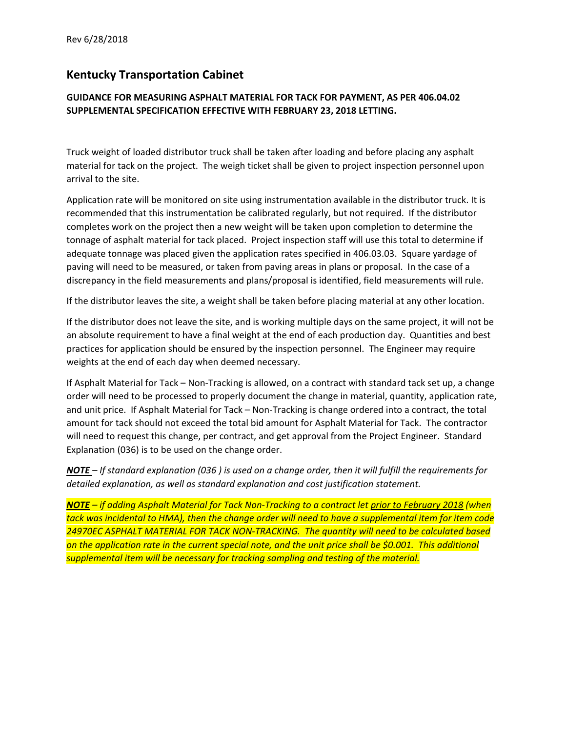Rev 6/28/2018

## Kentucky Transportation Cabinet

**GUIDANCE FOR MEASURING ASPHALT MATERIAL FOR TACK FOR PAYMENT, AS PER 406.04.02 SUPPLEMENTAL SPECIFICATION EFFECTIVE WITH FEBRUARY 23, 2018 LETTING.**

Truck weight of loaded distributor truck shall be taken after loading and before placing any asphalt material for tack on the project. The weigh ticket shall be given to project inspection personnel upon arrival to the site.

Application rate will be monitored on site using instrumentation available in the distributor truck. It is recommended that this instrumentation be calibrated regularly, but not required. If the distributor completes work on the project then a new weight will be taken upon completion to determine the tonnage of asphalt material for tack placed. Project inspection staff will use this total to determine if adequate tonnage was placed given the application rates specified in 406.03.03. Square yardage of paving will need to be measured, or taken from paving areas in plans or proposal. In the case of a discrepancy in the field measurements and plans/proposal is identified, field measurements will rule.

If the distributor leaves the site, a weight shall be taken before placing material at any other location.

If the distributor does not leave the site, and is working multiple days on the same project, it will not be an absolute requirement to have a final weight at the end of each production day. Quantities and best practices for application should be ensured by the inspection personnel. The Engineer may require weights at the end of each day when deemed necessary.

If Asphalt Material for Tack – Non-Tracking is allowed, on a contract with standard tack set up, a change order will need to be processed to properly document the change in material, quantity, application rate, and unit price. If Asphalt Material for Tack – Non-Tracking is change ordered into a contract, the total amount for tack should not exceed the total bid amount for Asphalt Material for Tack. The contractor will need to request this change, per contract, and get approval from the Project Engineer. Standard Explanation (036) is to be used on the change order.

***NOTE*** *– If standard explanation (036 ) is used on a change order, then it will fulfill the requirements for detailed explanation, as well as standard explanation and cost justification statement.*

***NOTE*** *– if adding Asphalt Material for Tack Non-Tracking to a contract let prior to February 2018 (when tack was incidental to HMA), then the change order will need to have a supplemental item for item code 24970EC ASPHALT MATERIAL FOR TACK NON-TRACKING. The quantity will need to be calculated based on the application rate in the current special note, and the unit price shall be $0.001. This additional supplemental item will be necessary for tracking sampling and testing of the material.*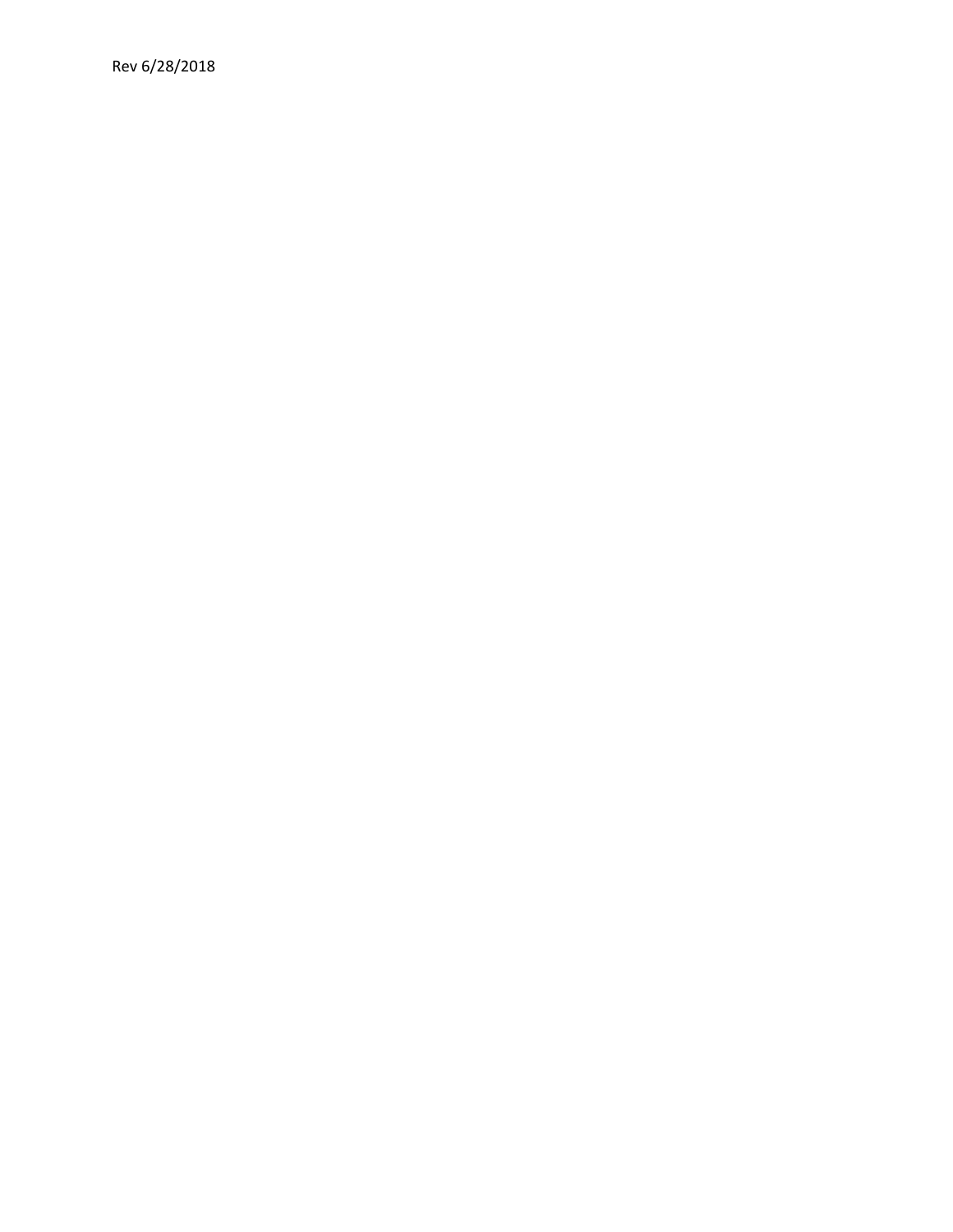Rev 6/28/2018